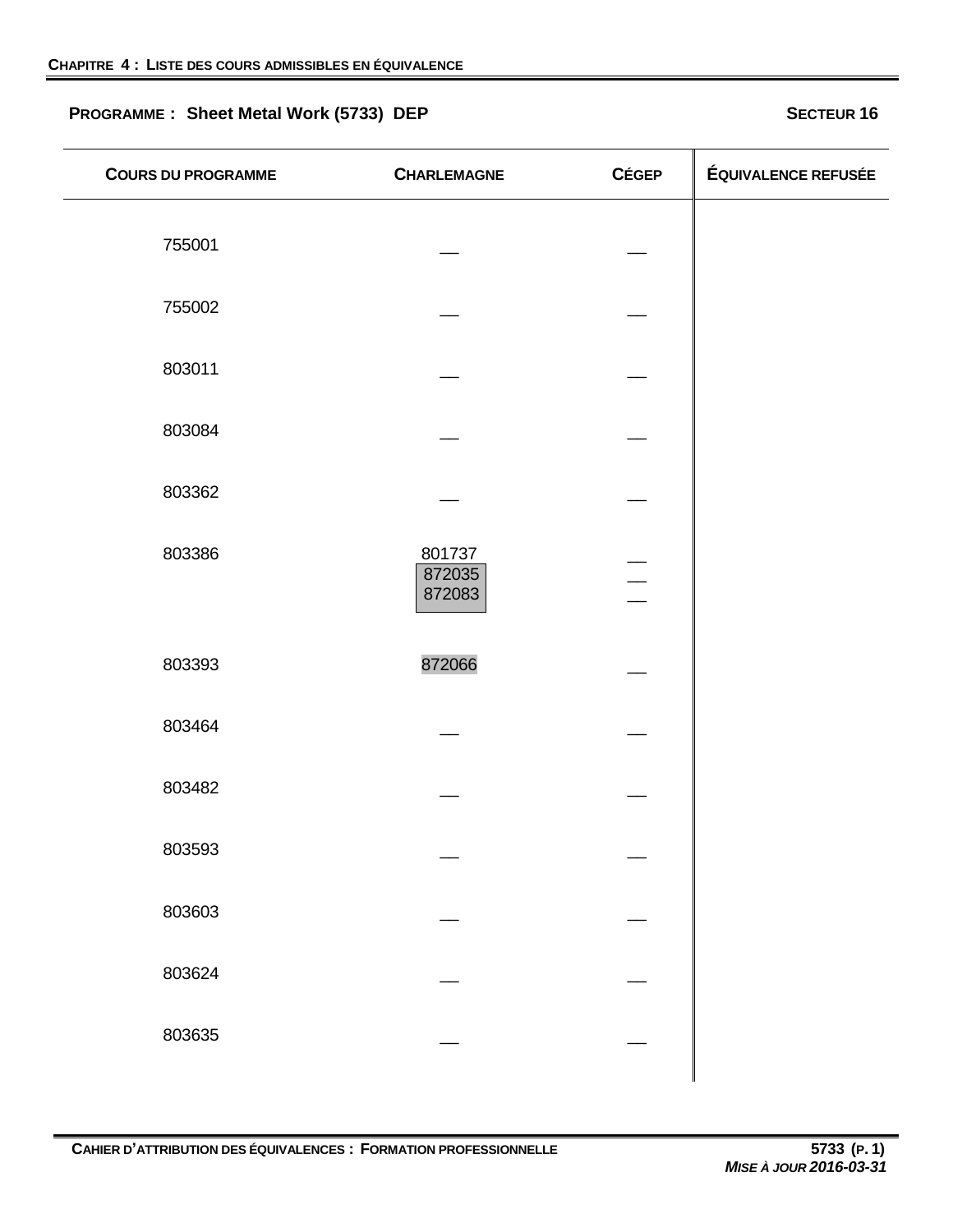## CHAPITRE 4 : LISTE DES COURS ADMISSIBLES EN ÉQUIVALENCE

**PROGRAMME : Sheet Metal Work (5733) DEP** **SECTEUR 16**

| COURS DU PROGRAMME | CHARLEMAGNE | CÉGEP | ÉQUIVALENCE REFUSÉE |
|---|---|---|---|
| 755001 | __ | __ | |
| 755002 | __ | __ | |
| 803011 | __ | __ | |
| 803084 | __ | __ | |
| 803362 | __ | __ | |
| 803386 | 801737<br>872035<br>872083 | __<br>__<br>__ | |
| 803393 | 872066 | __ | |
| 803464 | __ | __ | |
| 803482 | __ | __ | |
| 803593 | __ | __ | |
| 803603 | __ | __ | |
| 803624 | __ | __ | |
| 803635 | __ | __ | |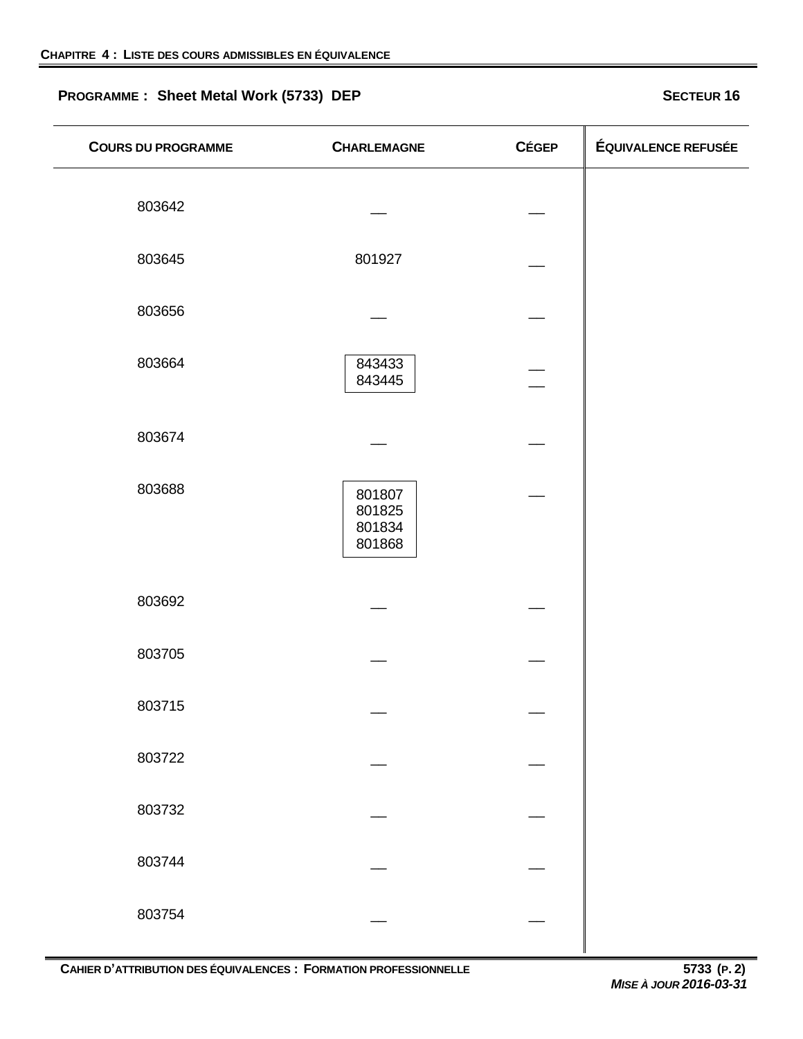**PROGRAMME : Sheet Metal Work (5733) DEP** | **SECTEUR 16**

| COURS DU PROGRAMME | CHARLEMAGNE | CÉGEP | ÉQUIVALENCE REFUSÉE |
|---|---|---|---|
| 803642 | __ | __ | |
| 803645 | 801927 | __ | |
| 803656 | __ | __ | |
| 803664 | 843433<br>843445 | __<br>__ | |
| 803674 | __ | __ | |
| 803688 | 801807<br>801825<br>801834<br>801868 | __ | |
| 803692 | __ | __ | |
| 803705 | __ | __ | |
| 803715 | __ | __ | |
| 803722 | __ | __ | |
| 803732 | __ | __ | |
| 803744 | __ | __ | |
| 803754 | __ | __ | |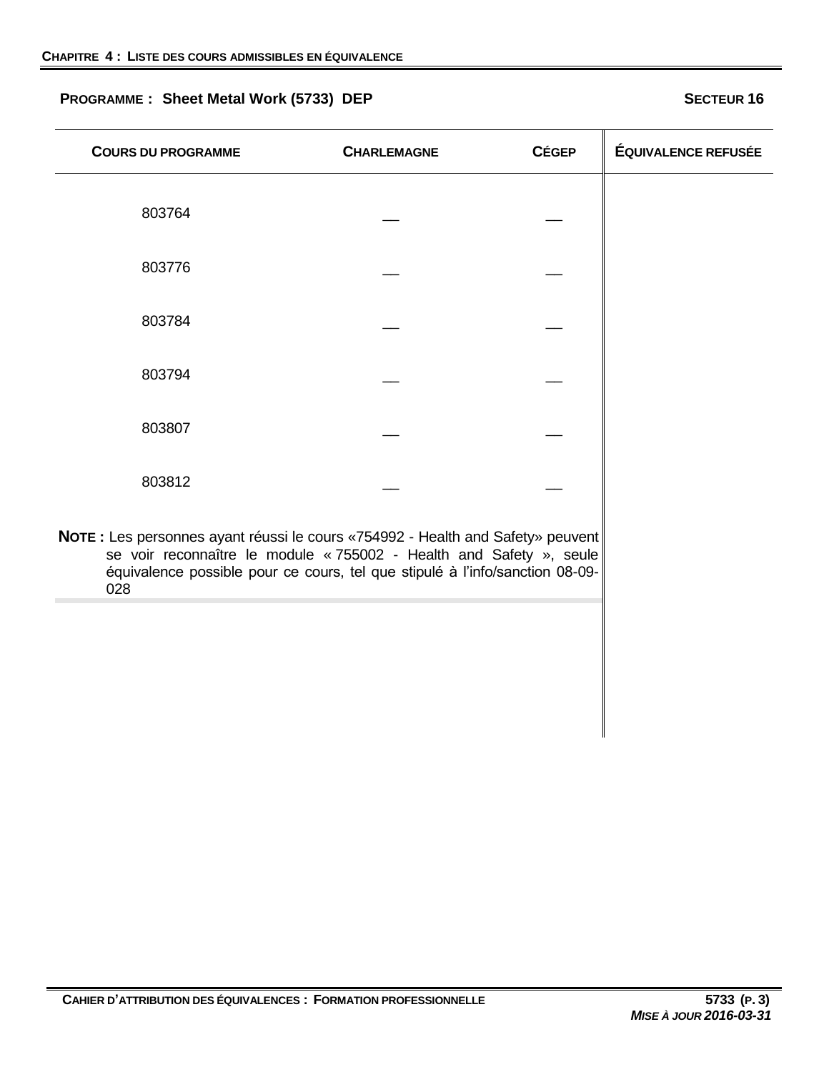**PROGRAMME : Sheet Metal Work (5733) DEP** **SECTEUR 16**

| COURS DU PROGRAMME | CHARLEMAGNE | CÉGEP | ÉQUIVALENCE REFUSÉE |
|---|---|---|---|
| 803764 | __ | __ | |
| 803776 | __ | __ | |
| 803784 | __ | __ | |
| 803794 | __ | __ | |
| 803807 | __ | __ | |
| 803812 | __ | __ | |

**NOTE :** Les personnes ayant réussi le cours «754992 - Health and Safety» peuvent se voir reconnaître le module « 755002 - Health and Safety », seule équivalence possible pour ce cours, tel que stipulé à l'info/sanction 08-09-028